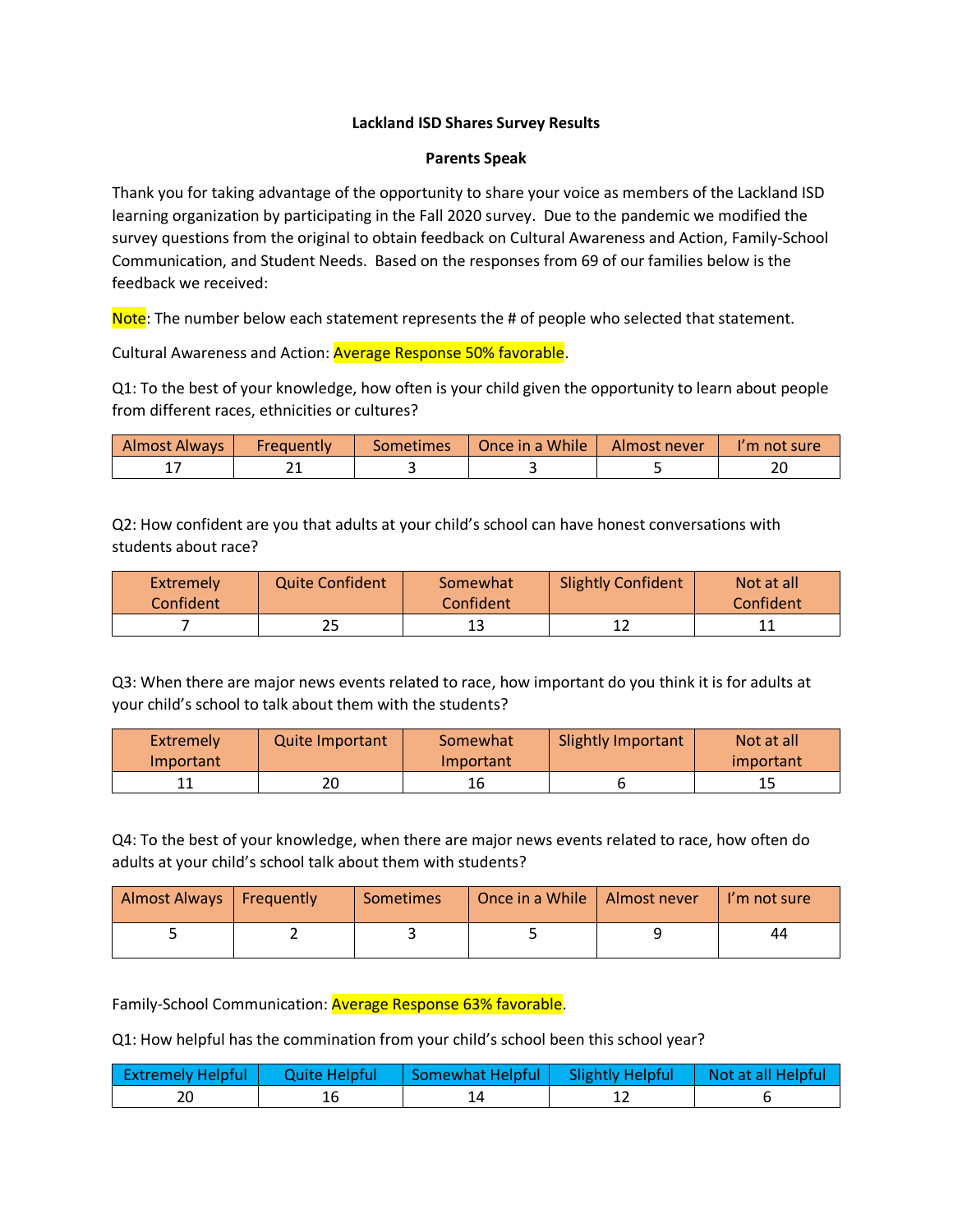**Lackland ISD Shares Survey Results**

**Parents Speak**

Thank you for taking advantage of the opportunity to share your voice as members of the Lackland ISD learning organization by participating in the Fall 2020 survey. Due to the pandemic we modified the survey questions from the original to obtain feedback on Cultural Awareness and Action, Family-School Communication, and Student Needs. Based on the responses from 69 of our families below is the feedback we received:

Note: The number below each statement represents the # of people who selected that statement.

Cultural Awareness and Action: Average Response 50% favorable.

Q1: To the best of your knowledge, how often is your child given the opportunity to learn about people from different races, ethnicities or cultures?

| Almost Always | Frequently | Sometimes | Once in a While | Almost never | I'm not sure |
|---|---|---|---|---|---|
| 17 | 21 | 3 | 3 | 5 | 20 |

Q2: How confident are you that adults at your child's school can have honest conversations with students about race?

| Extremely Confident | Quite Confident | Somewhat Confident | Slightly Confident | Not at all Confident |
|---|---|---|---|---|
| 7 | 25 | 13 | 12 | 11 |

Q3: When there are major news events related to race, how important do you think it is for adults at your child's school to talk about them with the students?

| Extremely Important | Quite Important | Somewhat Important | Slightly Important | Not at all important |
|---|---|---|---|---|
| 11 | 20 | 16 | 6 | 15 |

Q4: To the best of your knowledge, when there are major news events related to race, how often do adults at your child's school talk about them with students?

| Almost Always | Frequently | Sometimes | Once in a While | Almost never | I'm not sure |
|---|---|---|---|---|---|
| 5 | 2 | 3 | 5 | 9 | 44 |

Family-School Communication: Average Response 63% favorable.

Q1: How helpful has the commination from your child's school been this school year?

| Extremely Helpful | Quite Helpful | Somewhat Helpful | Slightly Helpful | Not at all Helpful |
|---|---|---|---|---|
| 20 | 16 | 14 | 12 | 6 |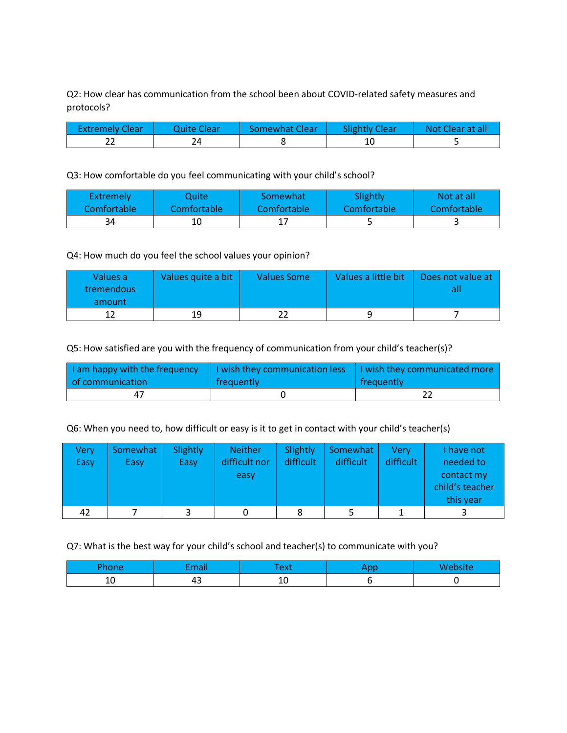Q2: How clear has communication from the school been about COVID-related safety measures and protocols?

| Extremely Clear | Quite Clear | Somewhat Clear | Slightly Clear | Not Clear at all |
|---|---|---|---|---|
| 22 | 24 | 8 | 10 | 5 |

Q3: How comfortable do you feel communicating with your child's school?

| Extremely Comfortable | Quite Comfortable | Somewhat Comfortable | Slightly Comfortable | Not at all Comfortable |
|---|---|---|---|---|
| 34 | 10 | 17 | 5 | 3 |

Q4: How much do you feel the school values your opinion?

| Values a tremendous amount | Values quite a bit | Values Some | Values a little bit | Does not value at all |
|---|---|---|---|---|
| 12 | 19 | 22 | 9 | 7 |

Q5: How satisfied are you with the frequency of communication from your child's teacher(s)?

| I am happy with the frequency of communication | I wish they communication less frequently | I wish they communicated more frequently |
|---|---|---|
| 47 | 0 | 22 |

Q6: When you need to, how difficult or easy is it to get in contact with your child's teacher(s)

| Very Easy | Somewhat Easy | Slightly Easy | Neither difficult nor easy | Slightly difficult | Somewhat difficult | Very difficult | I have not needed to contact my child's teacher this year |
|---|---|---|---|---|---|---|---|
| 42 | 7 | 3 | 0 | 8 | 5 | 1 | 3 |

Q7: What is the best way for your child's school and teacher(s) to communicate with you?

| Phone | Email | Text | App | Website |
|---|---|---|---|---|
| 10 | 43 | 10 | 6 | 0 |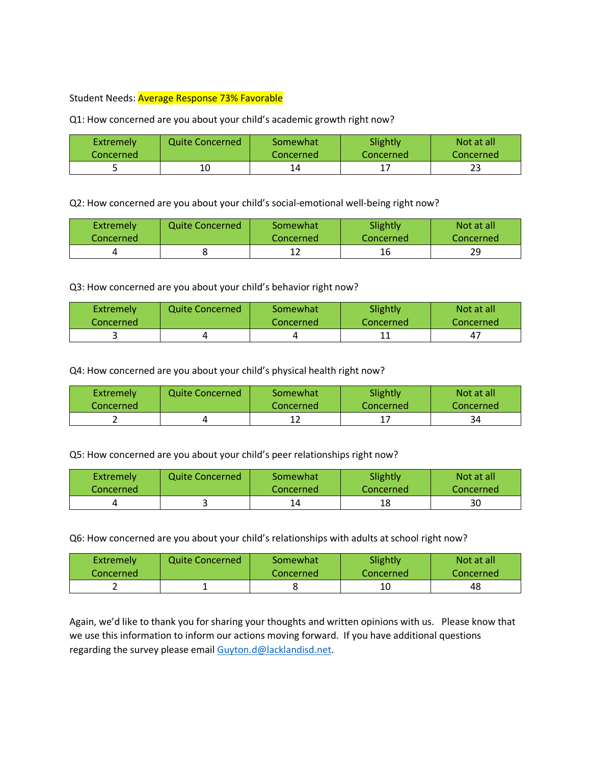Student Needs: Average Response 73% Favorable

Q1: How concerned are you about your child's academic growth right now?

| Extremely Concerned | Quite Concerned | Somewhat Concerned | Slightly Concerned | Not at all Concerned |
|---|---|---|---|---|
| 5 | 10 | 14 | 17 | 23 |

Q2: How concerned are you about your child's social-emotional well-being right now?

| Extremely Concerned | Quite Concerned | Somewhat Concerned | Slightly Concerned | Not at all Concerned |
|---|---|---|---|---|
| 4 | 8 | 12 | 16 | 29 |

Q3: How concerned are you about your child's behavior right now?

| Extremely Concerned | Quite Concerned | Somewhat Concerned | Slightly Concerned | Not at all Concerned |
|---|---|---|---|---|
| 3 | 4 | 4 | 11 | 47 |

Q4: How concerned are you about your child's physical health right now?

| Extremely Concerned | Quite Concerned | Somewhat Concerned | Slightly Concerned | Not at all Concerned |
|---|---|---|---|---|
| 2 | 4 | 12 | 17 | 34 |

Q5: How concerned are you about your child's peer relationships right now?

| Extremely Concerned | Quite Concerned | Somewhat Concerned | Slightly Concerned | Not at all Concerned |
|---|---|---|---|---|
| 4 | 3 | 14 | 18 | 30 |

Q6: How concerned are you about your child's relationships with adults at school right now?

| Extremely Concerned | Quite Concerned | Somewhat Concerned | Slightly Concerned | Not at all Concerned |
|---|---|---|---|---|
| 2 | 1 | 8 | 10 | 48 |

Again, we'd like to thank you for sharing your thoughts and written opinions with us. Please know that we use this information to inform our actions moving forward. If you have additional questions regarding the survey please email Guyton.d@lacklandisd.net.